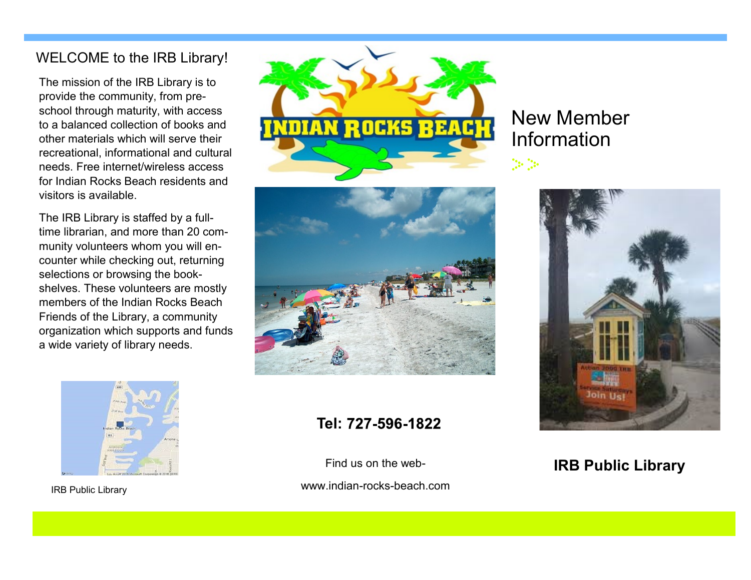## WELCOME to the IRB Library!

The mission of the IRB Library is to provide the community, from pre-school through maturity, with access to a balanced collection of books and other materials which will serve their recreational, informational and cultural needs. Free internet/wireless access for Indian Rocks Beach residents and visitors is available.

The IRB Library is staffed by a full-time librarian, and more than 20 community volunteers whom you will encounter while checking out, returning selections or browsing the bookshelves. These volunteers are mostly members of the Indian Rocks Beach Friends of the Library, a community organization which supports and funds a wide variety of library needs.

IRB Public Library

**Tel: 727-596-1822**

Find us on the web-

www.indian-rocks-beach.com

# New Member Information

**IRB Public Library**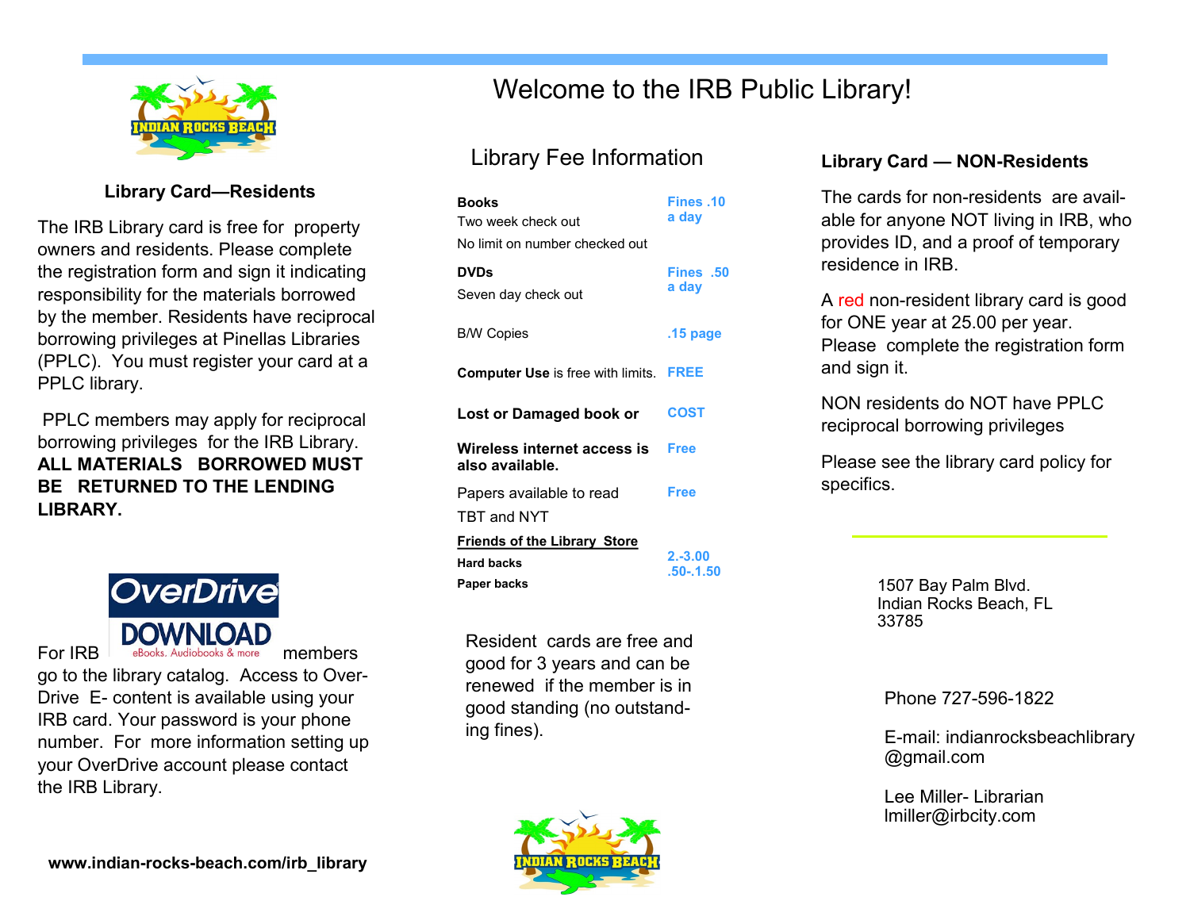# Welcome to the IRB Public Library!

### Library Card—Residents

The IRB Library card is free for property owners and residents. Please complete the registration form and sign it indicating responsibility for the materials borrowed by the member. Residents have reciprocal borrowing privileges at Pinellas Libraries (PPLC). You must register your card at a PPLC library.

PPLC members may apply for reciprocal borrowing privileges for the IRB Library. **ALL MATERIALS BORROWED MUST BE RETURNED TO THE LENDING LIBRARY.**

OverDrive DOWNLOAD eBooks. Audiobooks & more

For IRB members go to the library catalog. Access to Over-Drive E- content is available using your IRB card. Your password is your phone number. For more information setting up your OverDrive account please contact the IRB Library.

**www.indian-rocks-beach.com/irb_library**

## Library Fee Information

| | |
|---|---|
| **Books**<br>Two week check out<br>No limit on number checked out | Fines .10 a day |
| **DVDs**<br>Seven day check out | Fines .50 a day |
| B/W Copies | .15 page |
| **Computer Use** is free with limits. | FREE |
| **Lost or Damaged book or** | COST |
| **Wireless internet access is also available.** | Free |
| Papers available to read<br>TBT and NYT | Free |
| **Friends of the Library Store** | |
| **Hard backs** | 2.-3.00 |
| **Paper backs** | .50-.1.50 |

Resident cards are free and good for 3 years and can be renewed if the member is in good standing (no outstand-ing fines).

### Library Card — NON-Residents

The cards for non-residents are avail-able for anyone NOT living in IRB, who provides ID, and a proof of temporary residence in IRB.

A red non-resident library card is good for ONE year at 25.00 per year. Please complete the registration form and sign it.

NON residents do NOT have PPLC reciprocal borrowing privileges

Please see the library card policy for specifics.

1507 Bay Palm Blvd.
Indian Rocks Beach, FL
33785

Phone 727-596-1822

E-mail: indianrocksbeachlibrary@gmail.com

Lee Miller- Librarian
lmiller@irbcity.com